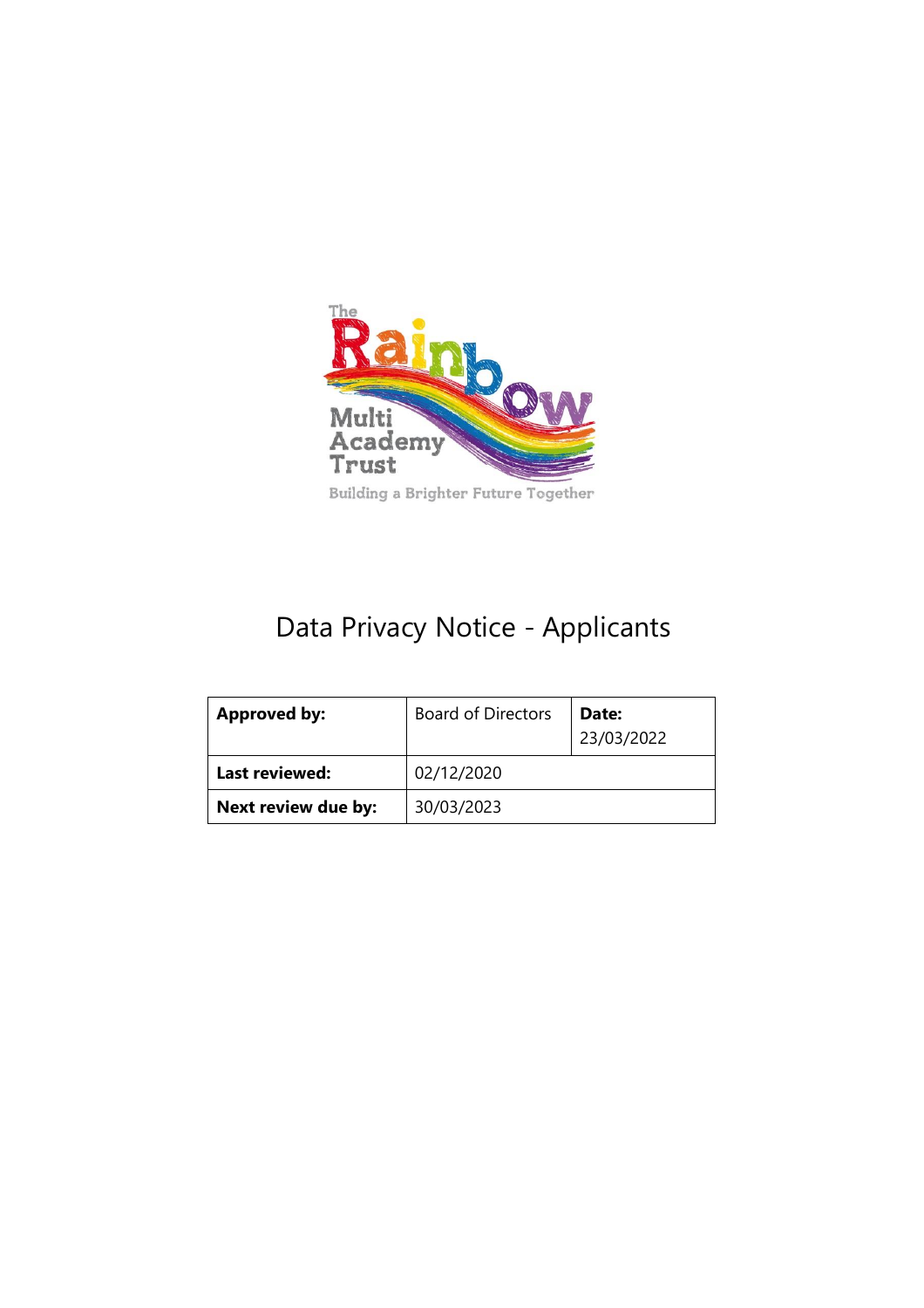The Rainbow Multi Academy Trust

Building a Brighter Future Together

# Data Privacy Notice - Applicants

| **Approved by:** | Board of Directors | **Date:** 23/03/2022 |
|---|---|---|
| **Last reviewed:** | 02/12/2020 | |
| **Next review due by:** | 30/03/2023 | |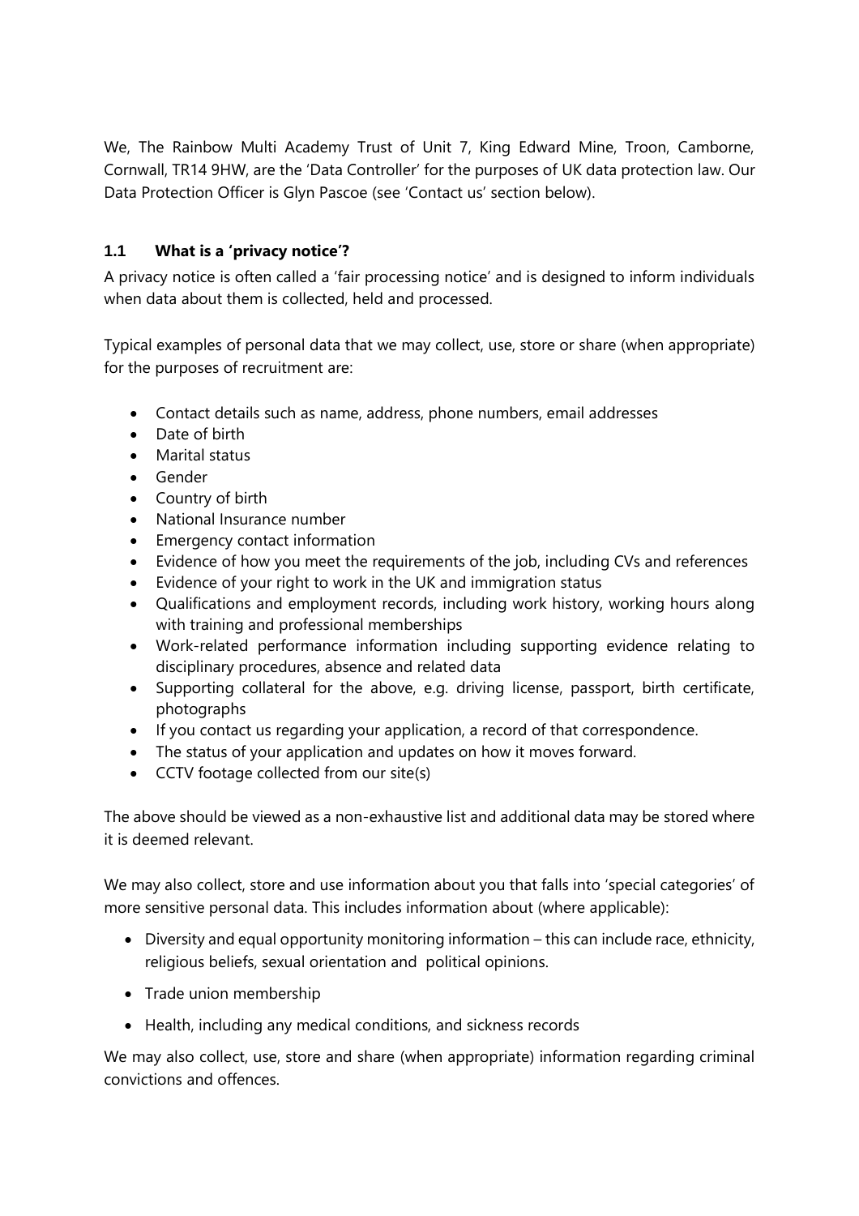We, The Rainbow Multi Academy Trust of Unit 7, King Edward Mine, Troon, Camborne, Cornwall, TR14 9HW, are the 'Data Controller' for the purposes of UK data protection law. Our Data Protection Officer is Glyn Pascoe (see 'Contact us' section below).

### 1.1 What is a 'privacy notice'?

A privacy notice is often called a 'fair processing notice' and is designed to inform individuals when data about them is collected, held and processed.

Typical examples of personal data that we may collect, use, store or share (when appropriate) for the purposes of recruitment are:

- Contact details such as name, address, phone numbers, email addresses
- Date of birth
- Marital status
- Gender
- Country of birth
- National Insurance number
- Emergency contact information
- Evidence of how you meet the requirements of the job, including CVs and references
- Evidence of your right to work in the UK and immigration status
- Qualifications and employment records, including work history, working hours along with training and professional memberships
- Work-related performance information including supporting evidence relating to disciplinary procedures, absence and related data
- Supporting collateral for the above, e.g. driving license, passport, birth certificate, photographs
- If you contact us regarding your application, a record of that correspondence.
- The status of your application and updates on how it moves forward.
- CCTV footage collected from our site(s)

The above should be viewed as a non-exhaustive list and additional data may be stored where it is deemed relevant.

We may also collect, store and use information about you that falls into 'special categories' of more sensitive personal data. This includes information about (where applicable):

- Diversity and equal opportunity monitoring information – this can include race, ethnicity, religious beliefs, sexual orientation and political opinions.
- Trade union membership
- Health, including any medical conditions, and sickness records

We may also collect, use, store and share (when appropriate) information regarding criminal convictions and offences.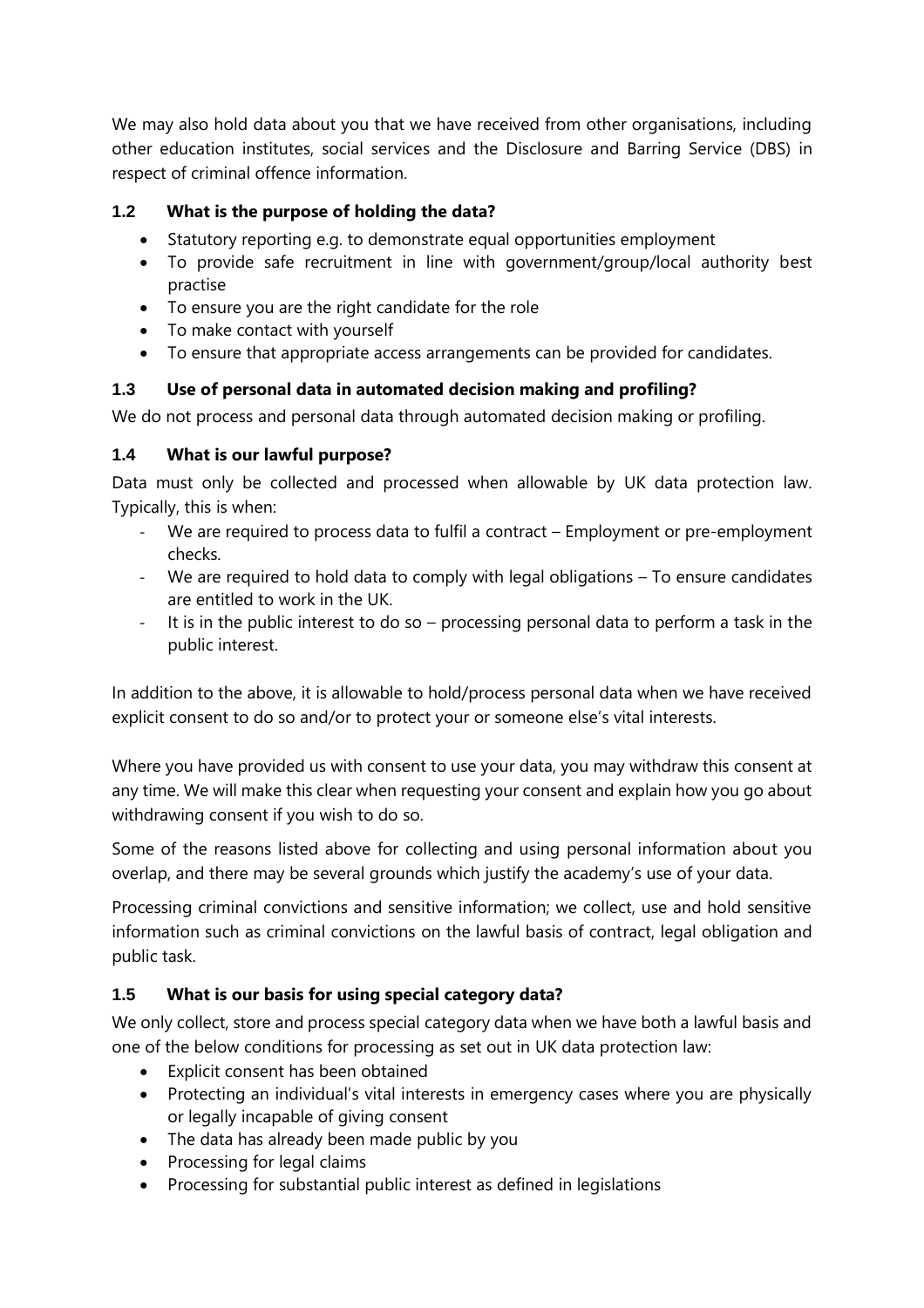We may also hold data about you that we have received from other organisations, including other education institutes, social services and the Disclosure and Barring Service (DBS) in respect of criminal offence information.

### 1.2 What is the purpose of holding the data?

- Statutory reporting e.g. to demonstrate equal opportunities employment
- To provide safe recruitment in line with government/group/local authority best practise
- To ensure you are the right candidate for the role
- To make contact with yourself
- To ensure that appropriate access arrangements can be provided for candidates.

### 1.3 Use of personal data in automated decision making and profiling?

We do not process and personal data through automated decision making or profiling.

### 1.4 What is our lawful purpose?

Data must only be collected and processed when allowable by UK data protection law. Typically, this is when:

- We are required to process data to fulfil a contract – Employment or pre-employment checks.
- We are required to hold data to comply with legal obligations – To ensure candidates are entitled to work in the UK.
- It is in the public interest to do so – processing personal data to perform a task in the public interest.

In addition to the above, it is allowable to hold/process personal data when we have received explicit consent to do so and/or to protect your or someone else's vital interests.

Where you have provided us with consent to use your data, you may withdraw this consent at any time. We will make this clear when requesting your consent and explain how you go about withdrawing consent if you wish to do so.

Some of the reasons listed above for collecting and using personal information about you overlap, and there may be several grounds which justify the academy's use of your data.

Processing criminal convictions and sensitive information; we collect, use and hold sensitive information such as criminal convictions on the lawful basis of contract, legal obligation and public task.

### 1.5 What is our basis for using special category data?

We only collect, store and process special category data when we have both a lawful basis and one of the below conditions for processing as set out in UK data protection law:

- Explicit consent has been obtained
- Protecting an individual's vital interests in emergency cases where you are physically or legally incapable of giving consent
- The data has already been made public by you
- Processing for legal claims
- Processing for substantial public interest as defined in legislations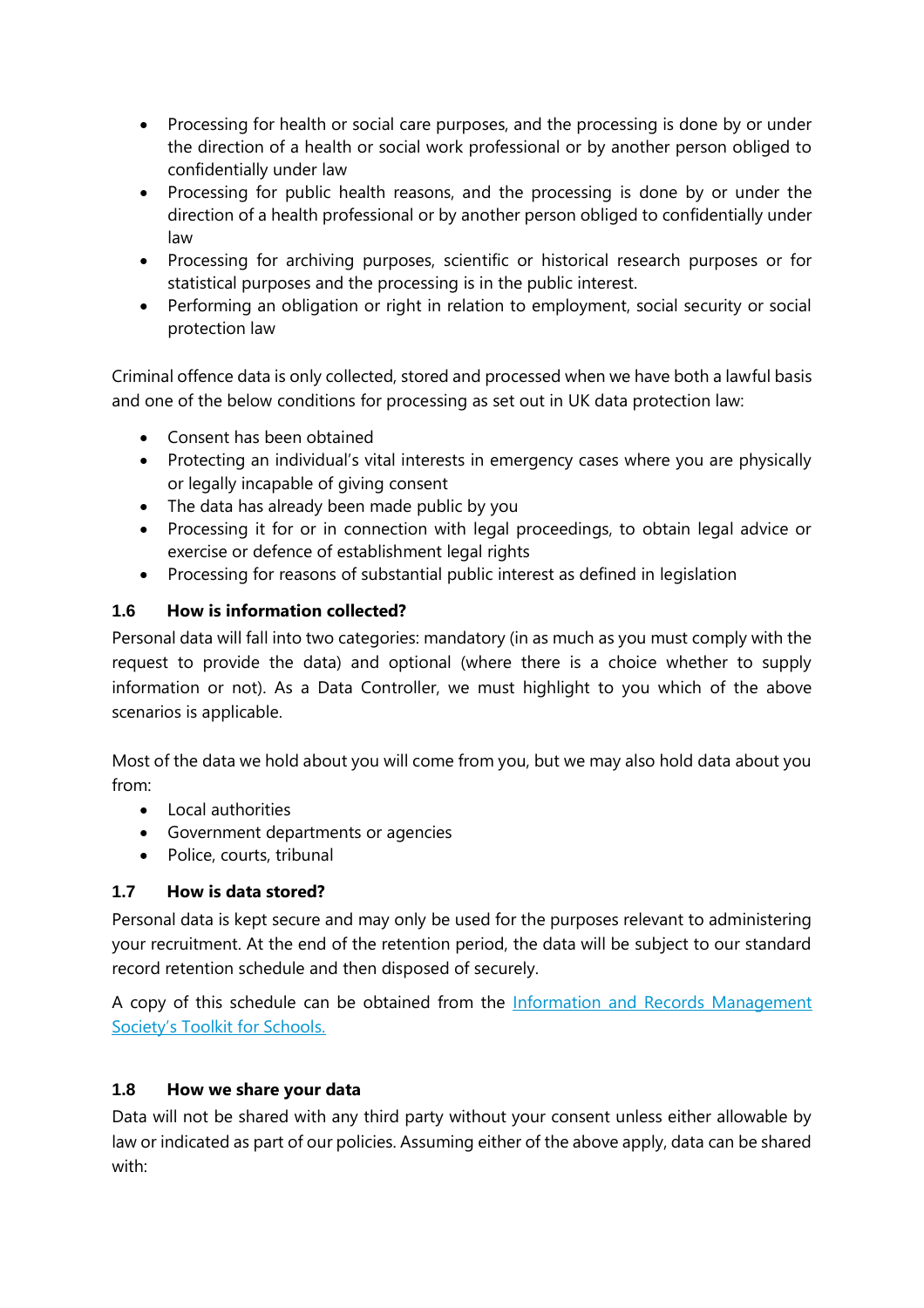- Processing for health or social care purposes, and the processing is done by or under the direction of a health or social work professional or by another person obliged to confidentially under law
- Processing for public health reasons, and the processing is done by or under the direction of a health professional or by another person obliged to confidentially under law
- Processing for archiving purposes, scientific or historical research purposes or for statistical purposes and the processing is in the public interest.
- Performing an obligation or right in relation to employment, social security or social protection law

Criminal offence data is only collected, stored and processed when we have both a lawful basis and one of the below conditions for processing as set out in UK data protection law:

- Consent has been obtained
- Protecting an individual's vital interests in emergency cases where you are physically or legally incapable of giving consent
- The data has already been made public by you
- Processing it for or in connection with legal proceedings, to obtain legal advice or exercise or defence of establishment legal rights
- Processing for reasons of substantial public interest as defined in legislation

### 1.6 How is information collected?

Personal data will fall into two categories: mandatory (in as much as you must comply with the request to provide the data) and optional (where there is a choice whether to supply information or not). As a Data Controller, we must highlight to you which of the above scenarios is applicable.

Most of the data we hold about you will come from you, but we may also hold data about you from:

- Local authorities
- Government departments or agencies
- Police, courts, tribunal

### 1.7 How is data stored?

Personal data is kept secure and may only be used for the purposes relevant to administering your recruitment. At the end of the retention period, the data will be subject to our standard record retention schedule and then disposed of securely.

A copy of this schedule can be obtained from the [Information and Records Management Society's Toolkit for Schools.]()

### 1.8 How we share your data

Data will not be shared with any third party without your consent unless either allowable by law or indicated as part of our policies. Assuming either of the above apply, data can be shared with: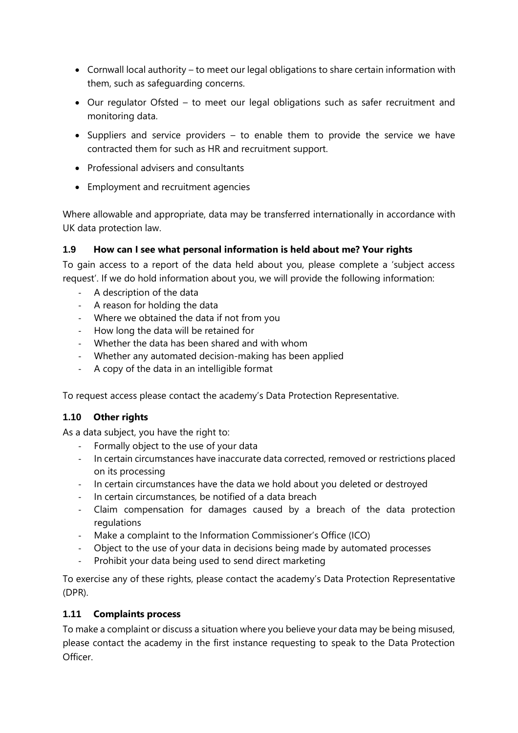- Cornwall local authority – to meet our legal obligations to share certain information with them, such as safeguarding concerns.
- Our regulator Ofsted – to meet our legal obligations such as safer recruitment and monitoring data.
- Suppliers and service providers – to enable them to provide the service we have contracted them for such as HR and recruitment support.
- Professional advisers and consultants
- Employment and recruitment agencies

Where allowable and appropriate, data may be transferred internationally in accordance with UK data protection law.

### 1.9 How can I see what personal information is held about me? Your rights

To gain access to a report of the data held about you, please complete a 'subject access request'. If we do hold information about you, we will provide the following information:

- A description of the data
- A reason for holding the data
- Where we obtained the data if not from you
- How long the data will be retained for
- Whether the data has been shared and with whom
- Whether any automated decision-making has been applied
- A copy of the data in an intelligible format

To request access please contact the academy's Data Protection Representative.

### 1.10 Other rights

As a data subject, you have the right to:

- Formally object to the use of your data
- In certain circumstances have inaccurate data corrected, removed or restrictions placed on its processing
- In certain circumstances have the data we hold about you deleted or destroyed
- In certain circumstances, be notified of a data breach
- Claim compensation for damages caused by a breach of the data protection regulations
- Make a complaint to the Information Commissioner's Office (ICO)
- Object to the use of your data in decisions being made by automated processes
- Prohibit your data being used to send direct marketing

To exercise any of these rights, please contact the academy's Data Protection Representative (DPR).

### 1.11 Complaints process

To make a complaint or discuss a situation where you believe your data may be being misused, please contact the academy in the first instance requesting to speak to the Data Protection Officer.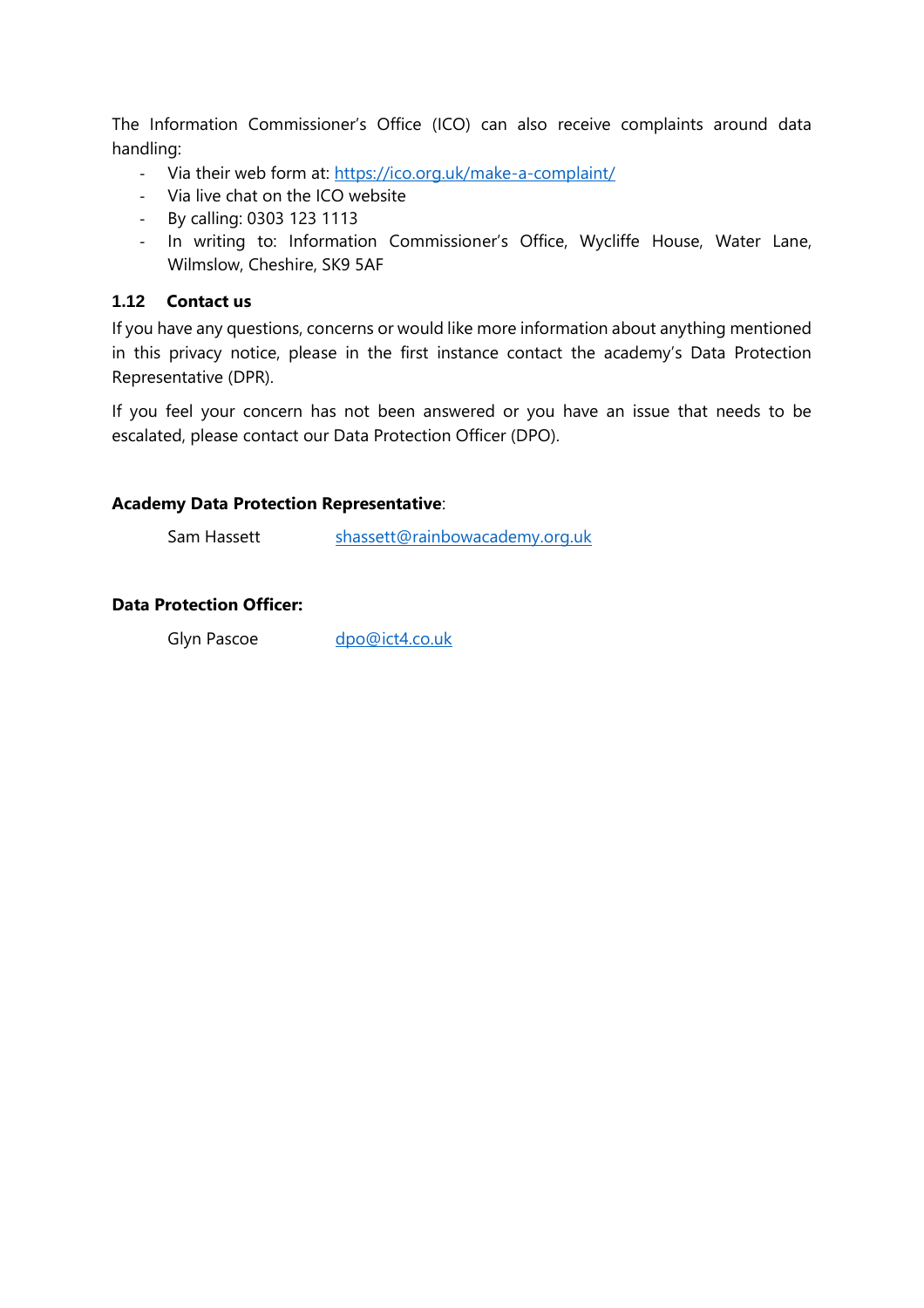The Information Commissioner's Office (ICO) can also receive complaints around data handling:

- Via their web form at: https://ico.org.uk/make-a-complaint/
- Via live chat on the ICO website
- By calling: 0303 123 1113
- In writing to: Information Commissioner's Office, Wycliffe House, Water Lane, Wilmslow, Cheshire, SK9 5AF

### 1.12 Contact us

If you have any questions, concerns or would like more information about anything mentioned in this privacy notice, please in the first instance contact the academy's Data Protection Representative (DPR).

If you feel your concern has not been answered or you have an issue that needs to be escalated, please contact our Data Protection Officer (DPO).

**Academy Data Protection Representative**:

Sam Hassett shassett@rainbowacademy.org.uk

**Data Protection Officer:**

Glyn Pascoe dpo@ict4.co.uk